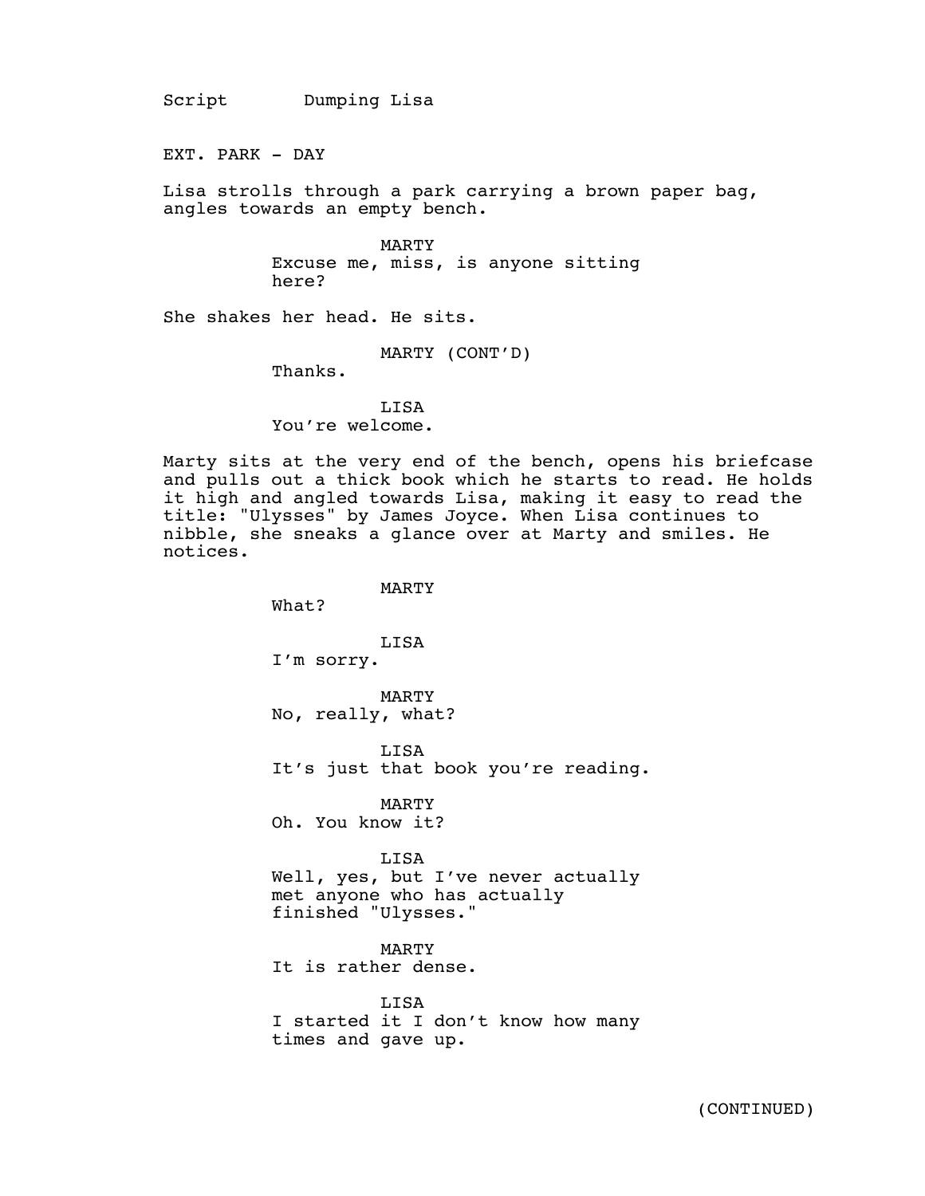Script Dumping Lisa

EXT. PARK - DAY

Lisa strolls through a park carrying a brown paper bag, angles towards an empty bench.

MARTY
Excuse me, miss, is anyone sitting here?

She shakes her head. He sits.

MARTY (CONT'D)
Thanks.

LISA
You're welcome.

Marty sits at the very end of the bench, opens his briefcase and pulls out a thick book which he starts to read. He holds it high and angled towards Lisa, making it easy to read the title: "Ulysses" by James Joyce. When Lisa continues to nibble, she sneaks a glance over at Marty and smiles. He notices.

MARTY
What?

LISA
I'm sorry.

MARTY
No, really, what?

LISA
It's just that book you're reading.

MARTY
Oh. You know it?

LISA
Well, yes, but I've never actually met anyone who has actually finished "Ulysses."

MARTY
It is rather dense.

LISA
I started it I don't know how many times and gave up.

(CONTINUED)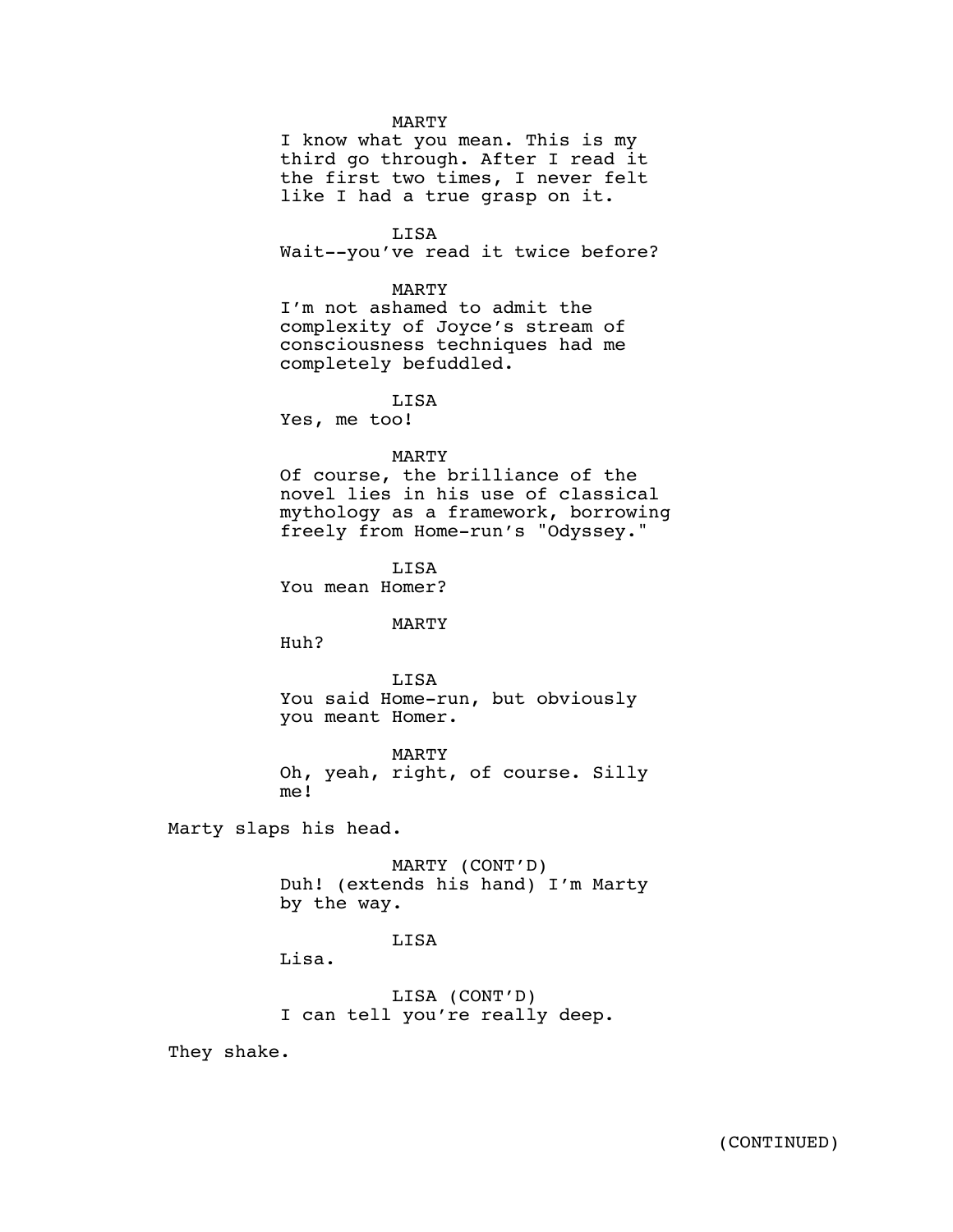MARTY
I know what you mean. This is my third go through. After I read it the first two times, I never felt like I had a true grasp on it.

LISA
Wait--you've read it twice before?

MARTY
I'm not ashamed to admit the complexity of Joyce's stream of consciousness techniques had me completely befuddled.

LISA
Yes, me too!

MARTY
Of course, the brilliance of the novel lies in his use of classical mythology as a framework, borrowing freely from Home-run's "Odyssey."

LISA
You mean Homer?

MARTY
Huh?

LISA
You said Home-run, but obviously you meant Homer.

MARTY
Oh, yeah, right, of course. Silly me!

Marty slaps his head.

MARTY (CONT'D)
Duh! (extends his hand) I'm Marty by the way.

LISA
Lisa.

LISA (CONT'D)
I can tell you're really deep.

They shake.

(CONTINUED)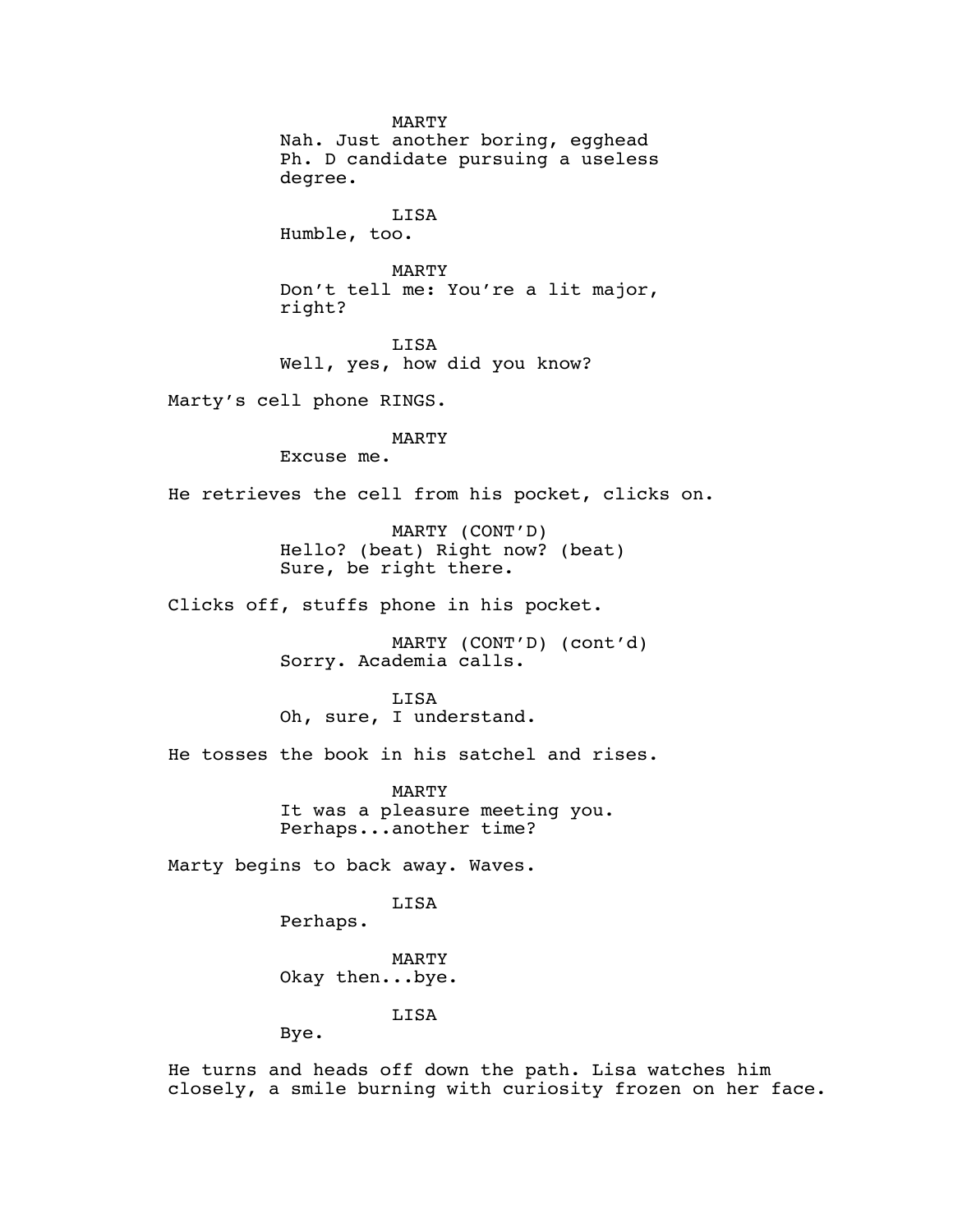MARTY
Nah. Just another boring, egghead Ph. D candidate pursuing a useless degree.

LISA
Humble, too.

MARTY
Don't tell me: You're a lit major, right?

LISA
Well, yes, how did you know?

Marty's cell phone RINGS.

MARTY
Excuse me.

He retrieves the cell from his pocket, clicks on.

MARTY (CONT'D)
Hello? (beat) Right now? (beat) Sure, be right there.

Clicks off, stuffs phone in his pocket.

MARTY (CONT'D) (cont'd)
Sorry. Academia calls.

LISA
Oh, sure, I understand.

He tosses the book in his satchel and rises.

MARTY
It was a pleasure meeting you. Perhaps...another time?

Marty begins to back away. Waves.

LISA
Perhaps.

MARTY
Okay then...bye.

LISA
Bye.

He turns and heads off down the path. Lisa watches him closely, a smile burning with curiosity frozen on her face.